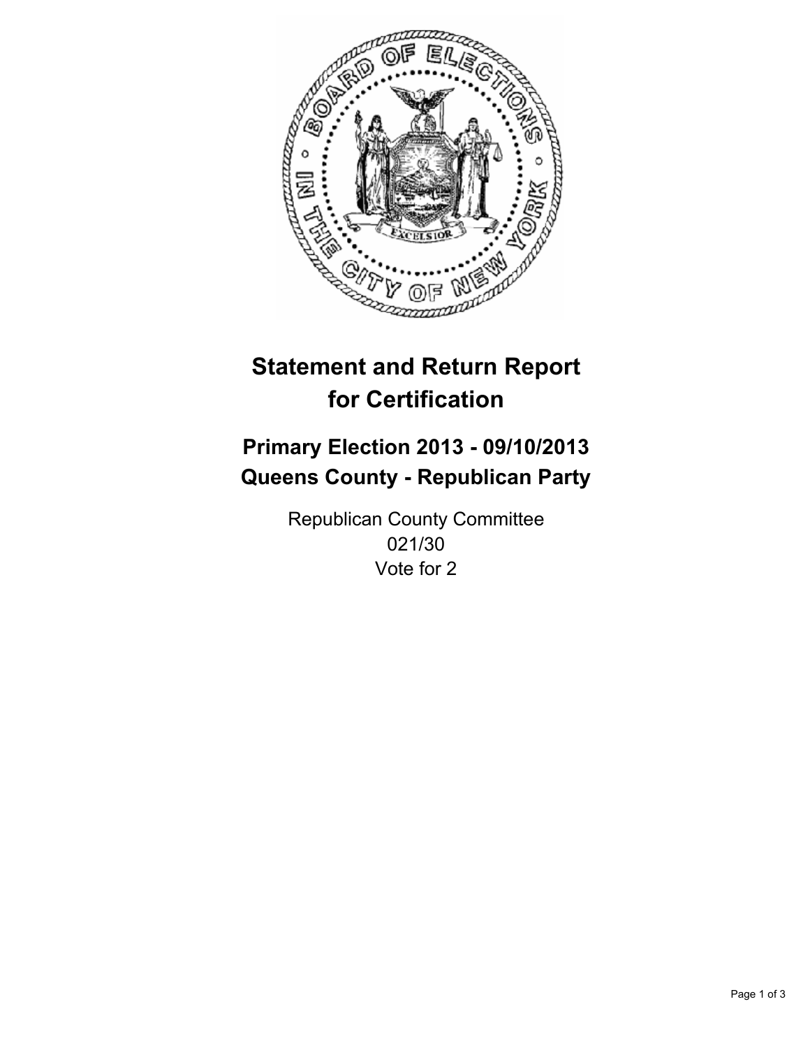# Statement and Return Report for Certification

## Primary Election 2013 - 09/10/2013
## Queens County - Republican Party

Republican County Committee
021/30
Vote for 2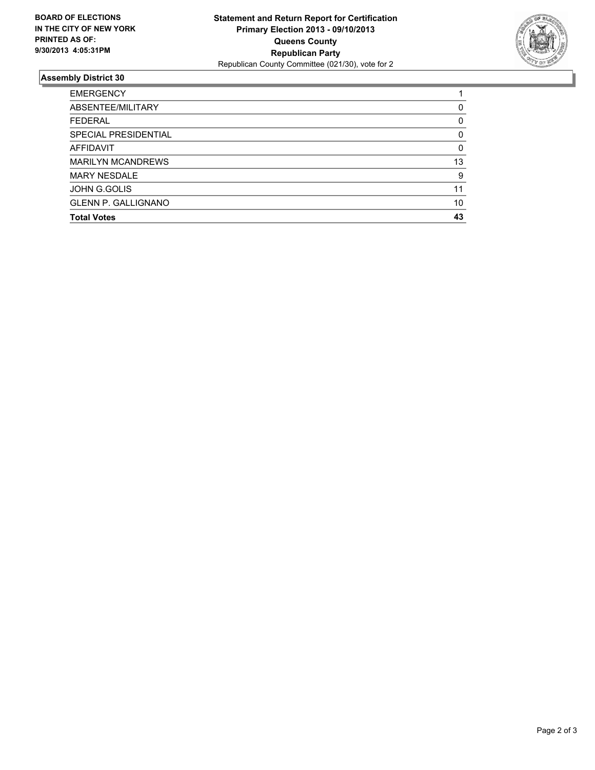**BOARD OF ELECTIONS IN THE CITY OF NEW YORK PRINTED AS OF: 9/30/2013 4:05:31PM**

**Statement and Return Report for Certification**
**Primary Election 2013 - 09/10/2013**
**Queens County**
**Republican Party**
Republican County Committee (021/30), vote for 2

## Assembly District 30

| | |
|---|---|
| EMERGENCY | 1 |
| ABSENTEE/MILITARY | 0 |
| FEDERAL | 0 |
| SPECIAL PRESIDENTIAL | 0 |
| AFFIDAVIT | 0 |
| MARILYN MCANDREWS | 13 |
| MARY NESDALE | 9 |
| JOHN G.GOLIS | 11 |
| GLENN P. GALLIGNANO | 10 |
| **Total Votes** | **43** |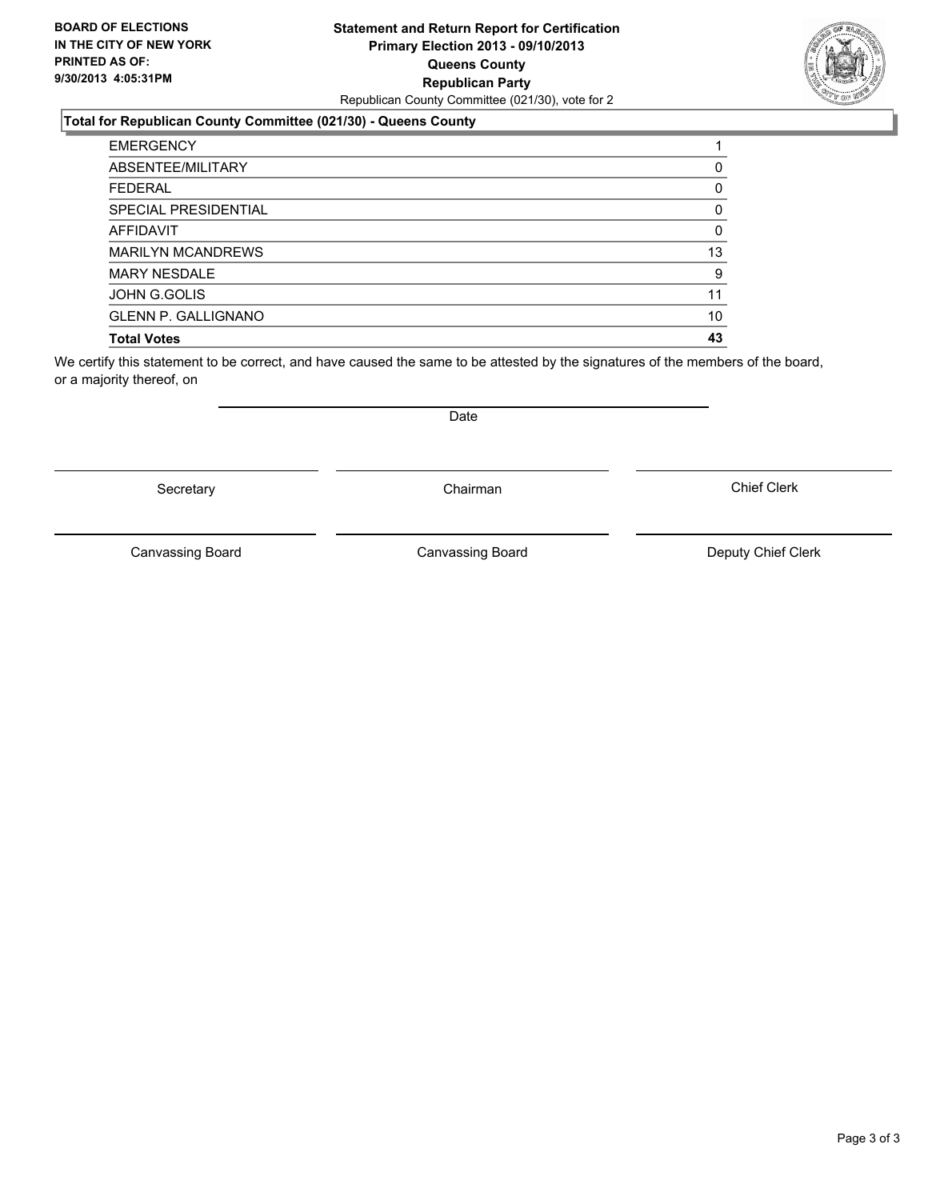**BOARD OF ELECTIONS IN THE CITY OF NEW YORK PRINTED AS OF: 9/30/2013 4:05:31PM**

**Statement and Return Report for Certification**
**Primary Election 2013 - 09/10/2013**
**Queens County**
**Republican Party**
Republican County Committee (021/30), vote for 2

**Total for Republican County Committee (021/30) - Queens County**

| | |
|---|---|
| EMERGENCY | 1 |
| ABSENTEE/MILITARY | 0 |
| FEDERAL | 0 |
| SPECIAL PRESIDENTIAL | 0 |
| AFFIDAVIT | 0 |
| MARILYN MCANDREWS | 13 |
| MARY NESDALE | 9 |
| JOHN G.GOLIS | 11 |
| GLENN P. GALLIGNANO | 10 |
| **Total Votes** | **43** |

We certify this statement to be correct, and have caused the same to be attested by the signatures of the members of the board, or a majority thereof, on

Date

Secretary | Chairman | Chief Clerk

Canvassing Board | Canvassing Board | Deputy Chief Clerk